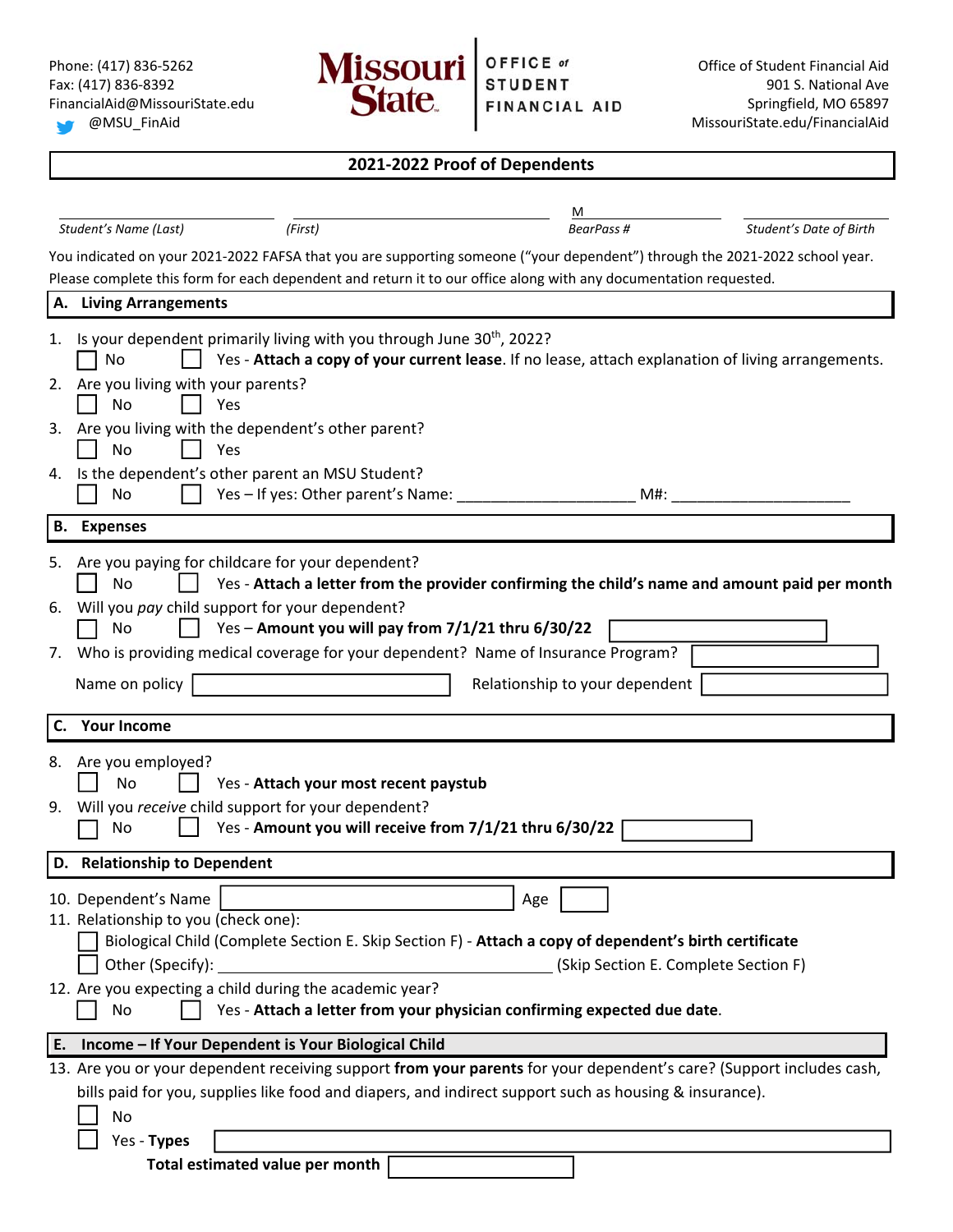Phone: (417) 836-5262
Fax: (417) 836-8392
FinancialAid@MissouriState.edu
@MSU_FinAid

**Missouri State** | OFFICE of STUDENT FINANCIAL AID

Office of Student Financial Aid
901 S. National Ave
Springfield, MO 65897
MissouriState.edu/FinancialAid

# 2021-2022 Proof of Dependents

| _______________ | _______________ | M_______________ | _______________ |
|---|---|---|---|
| *Student's Name (Last)* | *(First)* | *BearPass #* | *Student's Date of Birth* |

You indicated on your 2021-2022 FAFSA that you are supporting someone ("your dependent") through the 2021-2022 school year. Please complete this form for each dependent and return it to our office along with any documentation requested.

## A. Living Arrangements

1. Is your dependent primarily living with you through June 30th, 2022?
   ☐ No ☐ Yes - **Attach a copy of your current lease**. If no lease, attach explanation of living arrangements.
2. Are you living with your parents?
   ☐ No ☐ Yes
3. Are you living with the dependent's other parent?
   ☐ No ☐ Yes
4. Is the dependent's other parent an MSU Student?
   ☐ No ☐ Yes – If yes: Other parent's Name: ____________________ M#: ____________________

## B. Expenses

5. Are you paying for childcare for your dependent?
   ☐ No ☐ Yes - **Attach a letter from the provider confirming the child's name and amount paid per month**
6. Will you *pay* child support for your dependent?
   ☐ No ☐ Yes – **Amount you will pay from 7/1/21 thru 6/30/22** ____________________
7. Who is providing medical coverage for your dependent? Name of Insurance Program? ____________________

   Name on policy ____________________ Relationship to your dependent ____________________

## C. Your Income

8. Are you employed?
   ☐ No ☐ Yes - **Attach your most recent paystub**
9. Will you *receive* child support for your dependent?
   ☐ No ☐ Yes - **Amount you will receive from 7/1/21 thru 6/30/22** ____________________

## D. Relationship to Dependent

10. Dependent's Name ____________________ Age ______
11. Relationship to you (check one):
    ☐ Biological Child (Complete Section E. Skip Section F) - **Attach a copy of dependent's birth certificate**
    ☐ Other (Specify): ____________________ (Skip Section E. Complete Section F)
12. Are you expecting a child during the academic year?
    ☐ No ☐ Yes - **Attach a letter from your physician confirming expected due date**.

## E. Income – If Your Dependent is Your Biological Child

13. Are you or your dependent receiving support **from your parents** for your dependent's care? (Support includes cash, bills paid for you, supplies like food and diapers, and indirect support such as housing & insurance).
    ☐ No
    ☐ Yes - **Types** ____________________
    **Total estimated value per month** ____________________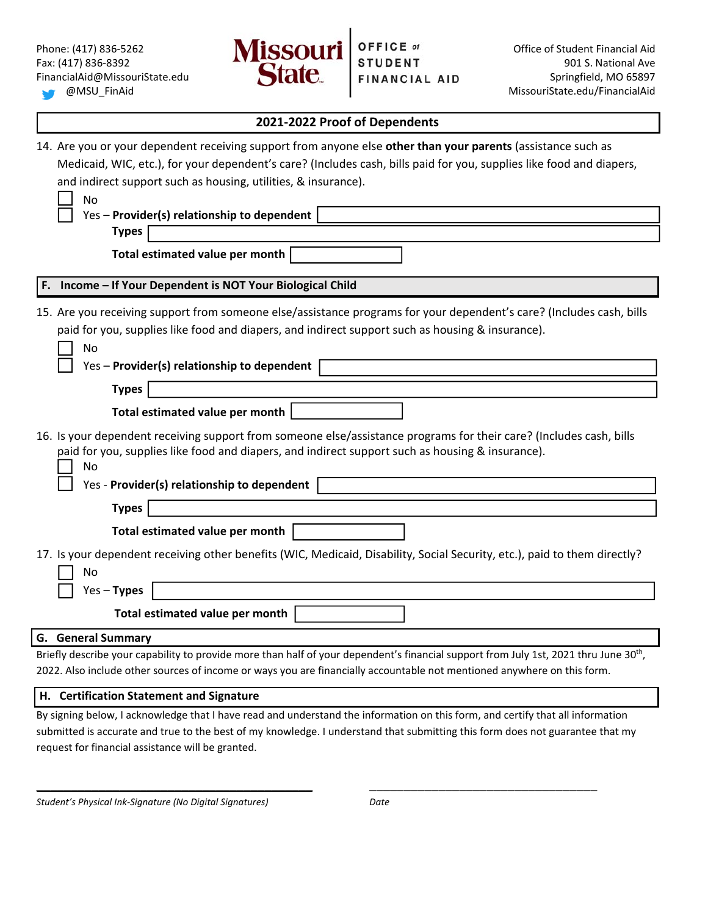Phone: (417) 836-5262
Fax: (417) 836-8392
FinancialAid@MissouriState.edu
@MSU_FinAid

Missouri State | OFFICE of STUDENT FINANCIAL AID

Office of Student Financial Aid
901 S. National Ave
Springfield, MO 65897
MissouriState.edu/FinancialAid

## 2021-2022 Proof of Dependents

14. Are you or your dependent receiving support from anyone else **other than your parents** (assistance such as Medicaid, WIC, etc.), for your dependent's care? (Includes cash, bills paid for you, supplies like food and diapers, and indirect support such as housing, utilities, & insurance).

- ☐ No
- ☐ Yes – **Provider(s) relationship to dependent** ____________________

  **Types** ____________________

  **Total estimated value per month** ____________

## F. Income – If Your Dependent is NOT Your Biological Child

15. Are you receiving support from someone else/assistance programs for your dependent's care? (Includes cash, bills paid for you, supplies like food and diapers, and indirect support such as housing & insurance).

- ☐ No
- ☐ Yes – **Provider(s) relationship to dependent** ____________________

  **Types** ____________________

  **Total estimated value per month** ____________

16. Is your dependent receiving support from someone else/assistance programs for their care? (Includes cash, bills paid for you, supplies like food and diapers, and indirect support such as housing & insurance).

- ☐ No
- ☐ Yes - **Provider(s) relationship to dependent** ____________________

  **Types** ____________________

  **Total estimated value per month** ____________

17. Is your dependent receiving other benefits (WIC, Medicaid, Disability, Social Security, etc.), paid to them directly?

- ☐ No
- ☐ Yes – **Types** ____________________

  **Total estimated value per month** ____________

## G. General Summary

Briefly describe your capability to provide more than half of your dependent's financial support from July 1st, 2021 thru June 30th, 2022. Also include other sources of income or ways you are financially accountable not mentioned anywhere on this form.

## H. Certification Statement and Signature

By signing below, I acknowledge that I have read and understand the information on this form, and certify that all information submitted is accurate and true to the best of my knowledge. I understand that submitting this form does not guarantee that my request for financial assistance will be granted.

______________________________________ ______________________________

*Student's Physical Ink-Signature (No Digital Signatures)* *Date*